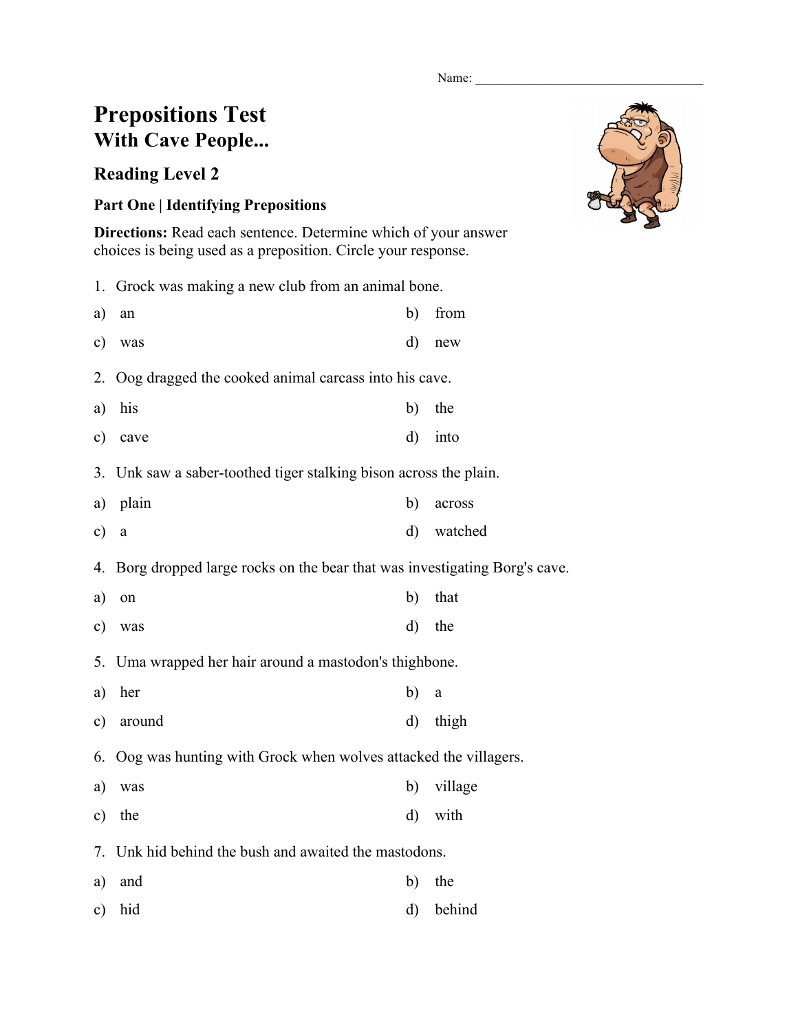Name: ___________________________________

# Prepositions Test
## With Cave People...

### Reading Level 2

**Part One | Identifying Prepositions**

**Directions:** Read each sentence. Determine which of your answer choices is being used as a preposition. Circle your response.

1. Grock was making a new club from an animal bone.

a) an
b) from
c) was
d) new

2. Oog dragged the cooked animal carcass into his cave.

a) his
b) the
c) cave
d) into

3. Unk saw a saber-toothed tiger stalking bison across the plain.

a) plain
b) across
c) a
d) watched

4. Borg dropped large rocks on the bear that was investigating Borg's cave.

a) on
b) that
c) was
d) the

5. Uma wrapped her hair around a mastodon's thighbone.

a) her
b) a
c) around
d) thigh

6. Oog was hunting with Grock when wolves attacked the villagers.

a) was
b) village
c) the
d) with

7. Unk hid behind the bush and awaited the mastodons.

a) and
b) the
c) hid
d) behind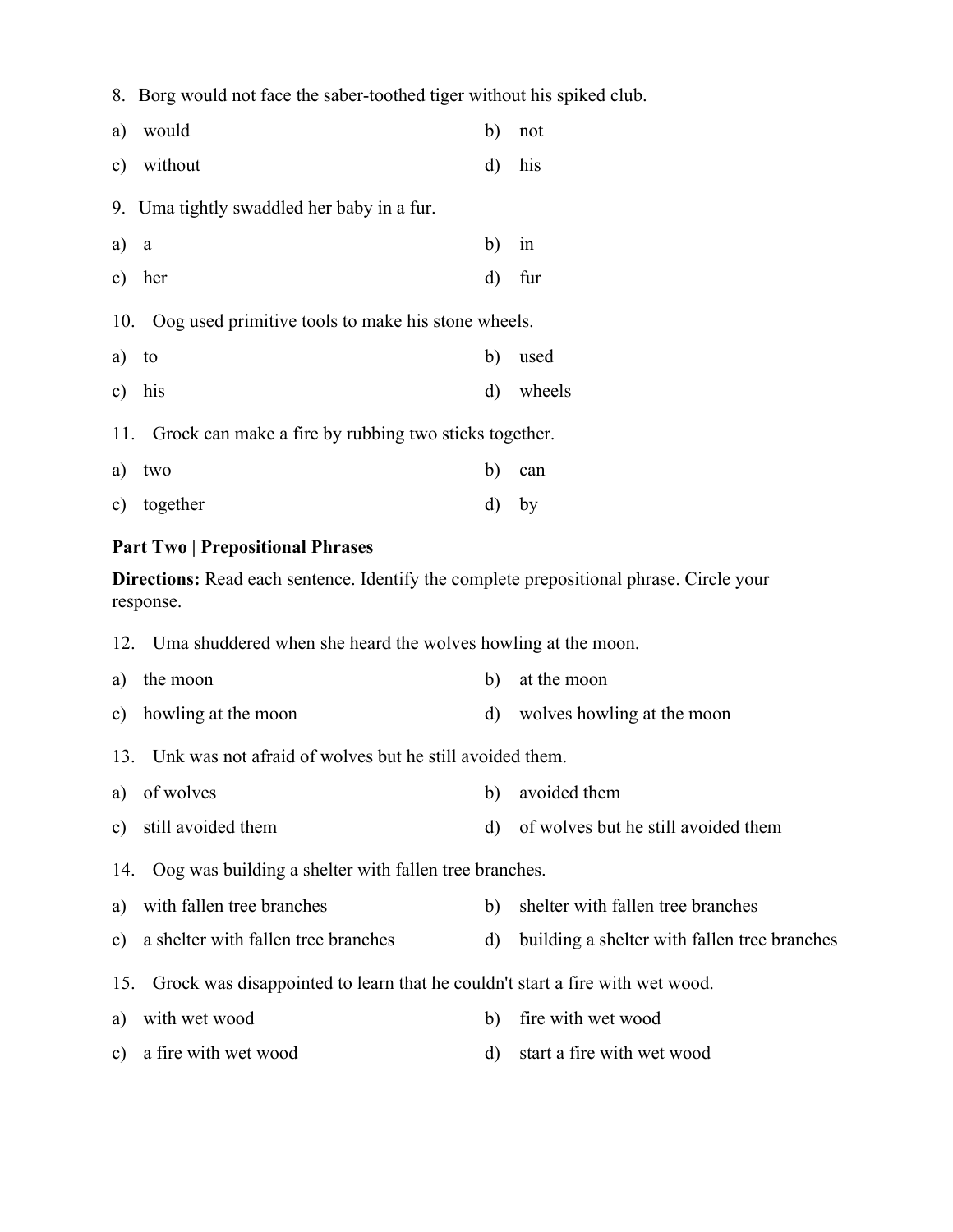8. Borg would not face the saber-toothed tiger without his spiked club.

a) would  b) not

c) without  d) his

9. Uma tightly swaddled her baby in a fur.

a) a  b) in

c) her  d) fur

10. Oog used primitive tools to make his stone wheels.

a) to  b) used

c) his  d) wheels

11. Grock can make a fire by rubbing two sticks together.

a) two  b) can

c) together  d) by

**Part Two | Prepositional Phrases**

**Directions:** Read each sentence. Identify the complete prepositional phrase. Circle your response.

12. Uma shuddered when she heard the wolves howling at the moon.

a) the moon  b) at the moon

c) howling at the moon  d) wolves howling at the moon

13. Unk was not afraid of wolves but he still avoided them.

a) of wolves  b) avoided them

c) still avoided them  d) of wolves but he still avoided them

14. Oog was building a shelter with fallen tree branches.

a) with fallen tree branches  b) shelter with fallen tree branches

c) a shelter with fallen tree branches  d) building a shelter with fallen tree branches

15. Grock was disappointed to learn that he couldn't start a fire with wet wood.

a) with wet wood  b) fire with wet wood

c) a fire with wet wood  d) start a fire with wet wood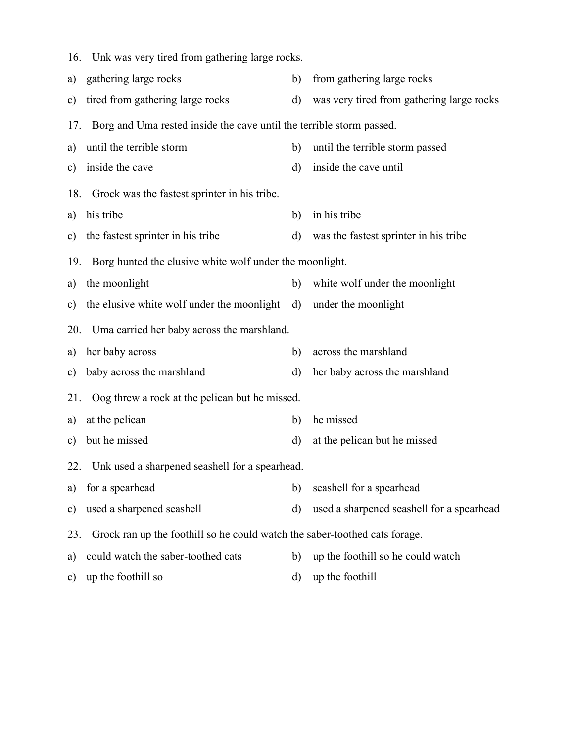16. Unk was very tired from gathering large rocks.

a) gathering large rocks
b) from gathering large rocks
c) tired from gathering large rocks
d) was very tired from gathering large rocks

17. Borg and Uma rested inside the cave until the terrible storm passed.

a) until the terrible storm
b) until the terrible storm passed
c) inside the cave
d) inside the cave until

18. Grock was the fastest sprinter in his tribe.

a) his tribe
b) in his tribe
c) the fastest sprinter in his tribe
d) was the fastest sprinter in his tribe

19. Borg hunted the elusive white wolf under the moonlight.

a) the moonlight
b) white wolf under the moonlight
c) the elusive white wolf under the moonlight
d) under the moonlight

20. Uma carried her baby across the marshland.

a) her baby across
b) across the marshland
c) baby across the marshland
d) her baby across the marshland

21. Oog threw a rock at the pelican but he missed.

a) at the pelican
b) he missed
c) but he missed
d) at the pelican but he missed

22. Unk used a sharpened seashell for a spearhead.

a) for a spearhead
b) seashell for a spearhead
c) used a sharpened seashell
d) used a sharpened seashell for a spearhead

23. Grock ran up the foothill so he could watch the saber-toothed cats forage.

a) could watch the saber-toothed cats
b) up the foothill so he could watch
c) up the foothill so
d) up the foothill